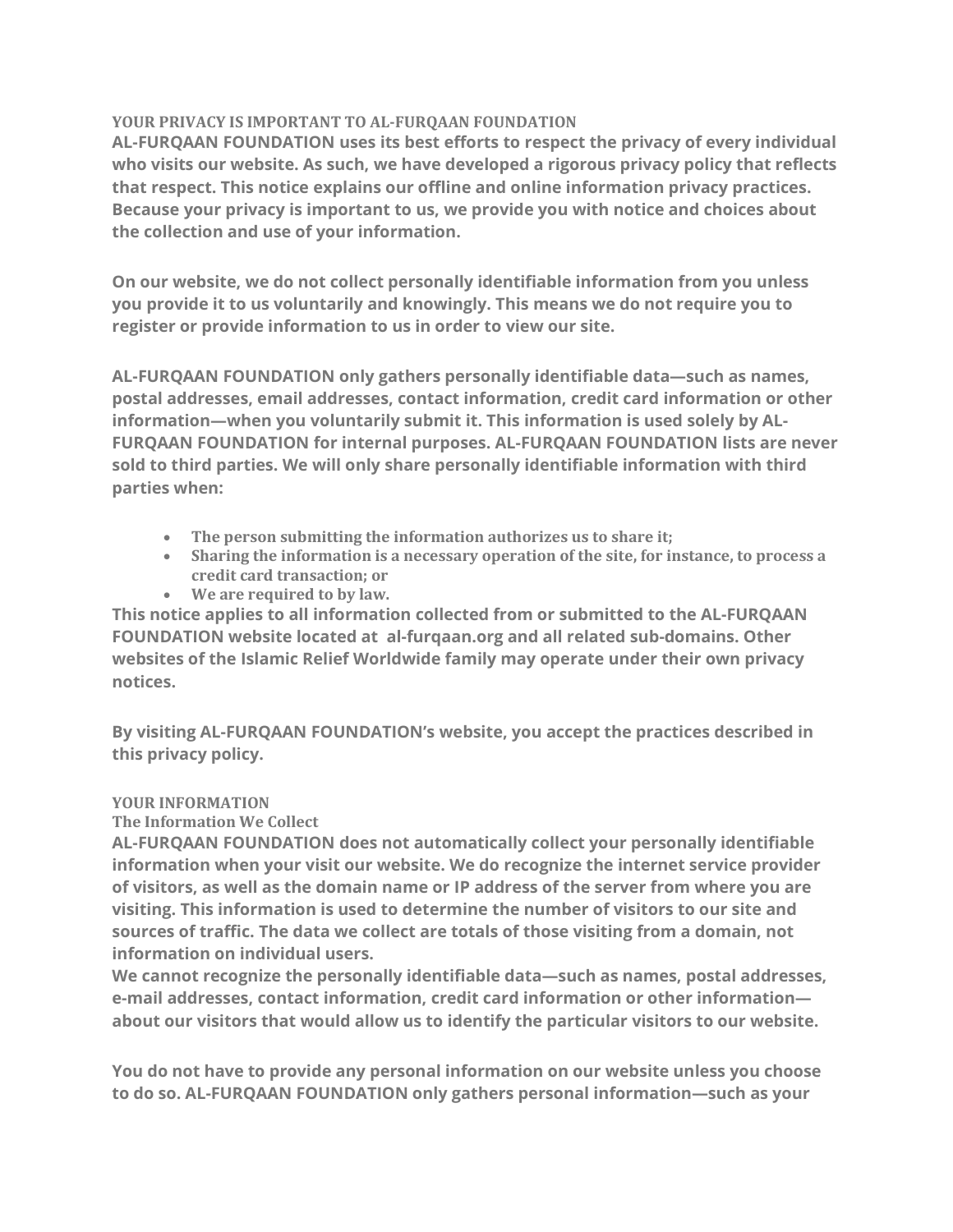## YOUR PRIVACY IS IMPORTANT TO AL-FURQAAN FOUNDATION

**AL-FURQAAN FOUNDATION uses its best efforts to respect the privacy of every individual who visits our website. As such, we have developed a rigorous privacy policy that reflects that respect. This notice explains our offline and online information privacy practices. Because your privacy is important to us, we provide you with notice and choices about the collection and use of your information.**

**On our website, we do not collect personally identifiable information from you unless you provide it to us voluntarily and knowingly. This means we do not require you to register or provide information to us in order to view our site.**

**AL-FURQAAN FOUNDATION only gathers personally identifiable data—such as names, postal addresses, email addresses, contact information, credit card information or other information—when you voluntarily submit it. This information is used solely by AL-FURQAAN FOUNDATION for internal purposes. AL-FURQAAN FOUNDATION lists are never sold to third parties. We will only share personally identifiable information with third parties when:**

- **The person submitting the information authorizes us to share it;**
- **Sharing the information is a necessary operation of the site, for instance, to process a credit card transaction; or**
- **We are required to by law.**

**This notice applies to all information collected from or submitted to the AL-FURQAAN FOUNDATION website located at al-furqaan.org and all related sub-domains. Other websites of the Islamic Relief Worldwide family may operate under their own privacy notices.**

**By visiting AL-FURQAAN FOUNDATION's website, you accept the practices described in this privacy policy.**

## YOUR INFORMATION

### The Information We Collect

**AL-FURQAAN FOUNDATION does not automatically collect your personally identifiable information when your visit our website. We do recognize the internet service provider of visitors, as well as the domain name or IP address of the server from where you are visiting. This information is used to determine the number of visitors to our site and sources of traffic. The data we collect are totals of those visiting from a domain, not information on individual users.**

**We cannot recognize the personally identifiable data—such as names, postal addresses, e-mail addresses, contact information, credit card information or other information—about our visitors that would allow us to identify the particular visitors to our website.**

**You do not have to provide any personal information on our website unless you choose to do so. AL-FURQAAN FOUNDATION only gathers personal information—such as your**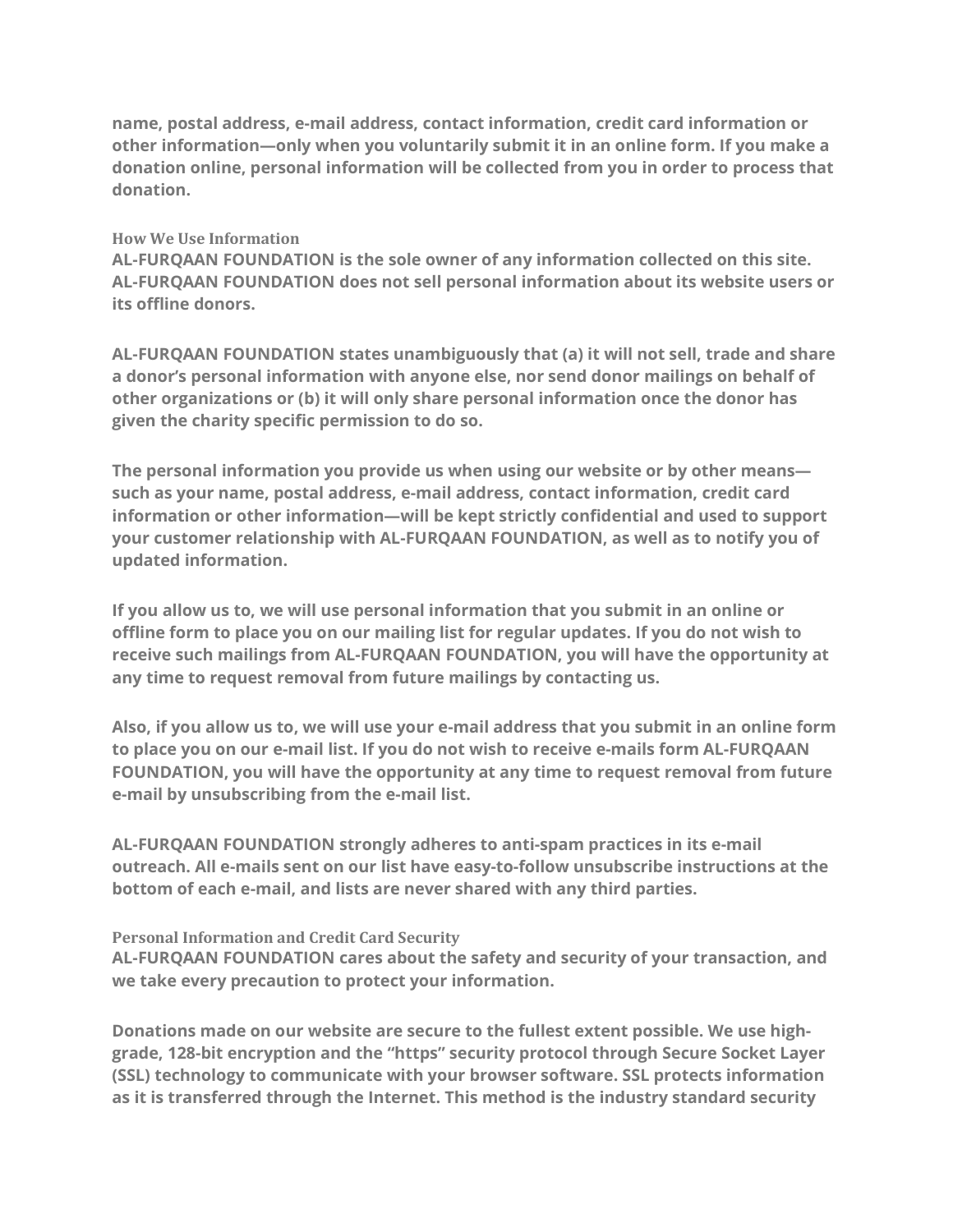**name, postal address, e-mail address, contact information, credit card information or other information—only when you voluntarily submit it in an online form. If you make a donation online, personal information will be collected from you in order to process that donation.**

### How We Use Information

**AL-FURQAAN FOUNDATION is the sole owner of any information collected on this site. AL-FURQAAN FOUNDATION does not sell personal information about its website users or its offline donors.**

**AL-FURQAAN FOUNDATION states unambiguously that (a) it will not sell, trade and share a donor's personal information with anyone else, nor send donor mailings on behalf of other organizations or (b) it will only share personal information once the donor has given the charity specific permission to do so.**

**The personal information you provide us when using our website or by other means—such as your name, postal address, e-mail address, contact information, credit card information or other information—will be kept strictly confidential and used to support your customer relationship with AL-FURQAAN FOUNDATION, as well as to notify you of updated information.**

**If you allow us to, we will use personal information that you submit in an online or offline form to place you on our mailing list for regular updates. If you do not wish to receive such mailings from AL-FURQAAN FOUNDATION, you will have the opportunity at any time to request removal from future mailings by contacting us.**

**Also, if you allow us to, we will use your e-mail address that you submit in an online form to place you on our e-mail list. If you do not wish to receive e-mails form AL-FURQAAN FOUNDATION, you will have the opportunity at any time to request removal from future e-mail by unsubscribing from the e-mail list.**

**AL-FURQAAN FOUNDATION strongly adheres to anti-spam practices in its e-mail outreach. All e-mails sent on our list have easy-to-follow unsubscribe instructions at the bottom of each e-mail, and lists are never shared with any third parties.**

### Personal Information and Credit Card Security

**AL-FURQAAN FOUNDATION cares about the safety and security of your transaction, and we take every precaution to protect your information.**

**Donations made on our website are secure to the fullest extent possible. We use high-grade, 128-bit encryption and the "https" security protocol through Secure Socket Layer (SSL) technology to communicate with your browser software. SSL protects information as it is transferred through the Internet. This method is the industry standard security**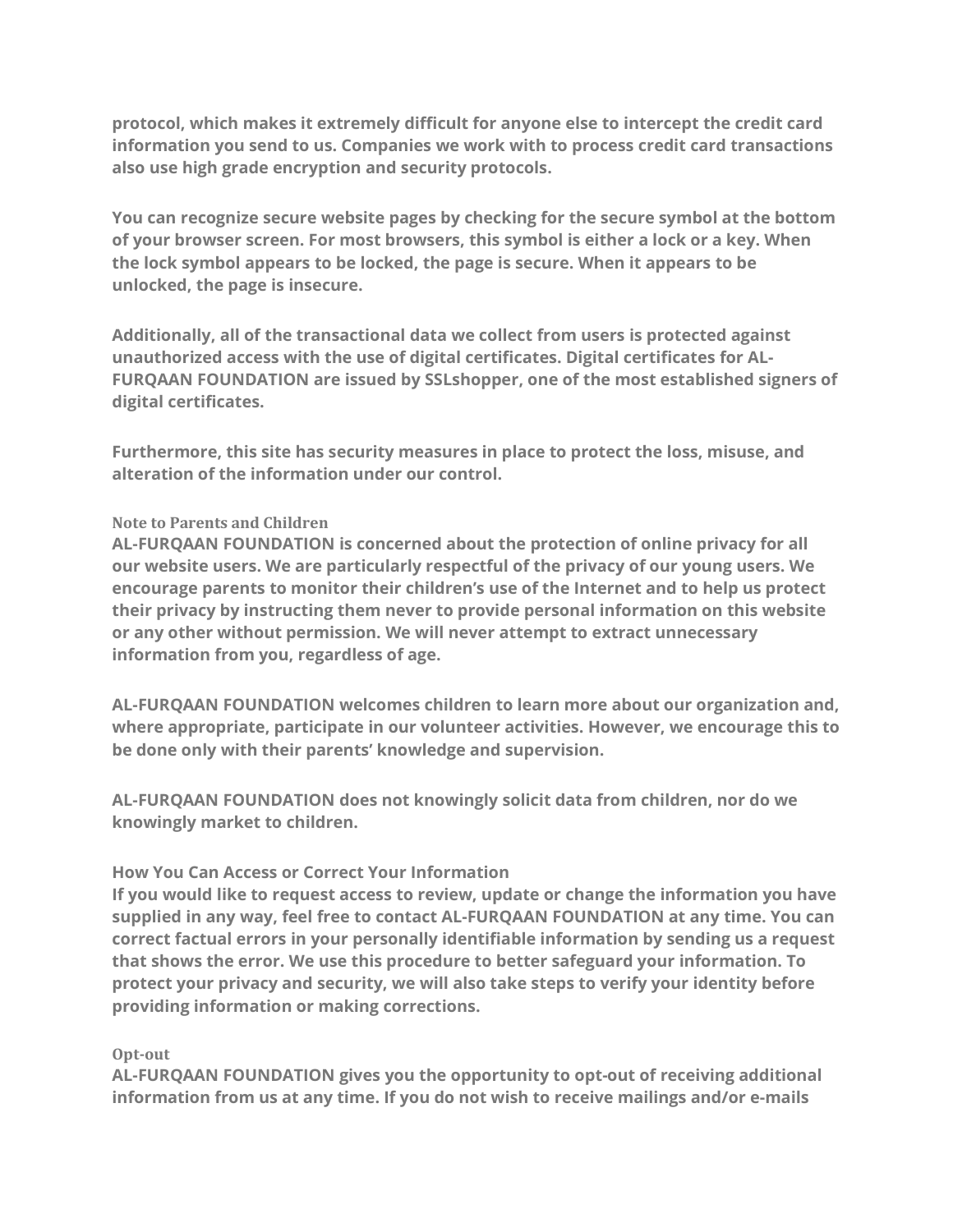**protocol, which makes it extremely difficult for anyone else to intercept the credit card information you send to us. Companies we work with to process credit card transactions also use high grade encryption and security protocols.**

**You can recognize secure website pages by checking for the secure symbol at the bottom of your browser screen. For most browsers, this symbol is either a lock or a key. When the lock symbol appears to be locked, the page is secure. When it appears to be unlocked, the page is insecure.**

**Additionally, all of the transactional data we collect from users is protected against unauthorized access with the use of digital certificates. Digital certificates for AL-FURQAAN FOUNDATION are issued by SSLshopper, one of the most established signers of digital certificates.**

**Furthermore, this site has security measures in place to protect the loss, misuse, and alteration of the information under our control.**

### Note to Parents and Children

**AL-FURQAAN FOUNDATION is concerned about the protection of online privacy for all our website users. We are particularly respectful of the privacy of our young users. We encourage parents to monitor their children's use of the Internet and to help us protect their privacy by instructing them never to provide personal information on this website or any other without permission. We will never attempt to extract unnecessary information from you, regardless of age.**

**AL-FURQAAN FOUNDATION welcomes children to learn more about our organization and, where appropriate, participate in our volunteer activities. However, we encourage this to be done only with their parents' knowledge and supervision.**

**AL-FURQAAN FOUNDATION does not knowingly solicit data from children, nor do we knowingly market to children.**

### How You Can Access or Correct Your Information

**If you would like to request access to review, update or change the information you have supplied in any way, feel free to contact AL-FURQAAN FOUNDATION at any time. You can correct factual errors in your personally identifiable information by sending us a request that shows the error. We use this procedure to better safeguard your information. To protect your privacy and security, we will also take steps to verify your identity before providing information or making corrections.**

### Opt-out

**AL-FURQAAN FOUNDATION gives you the opportunity to opt-out of receiving additional information from us at any time. If you do not wish to receive mailings and/or e-mails**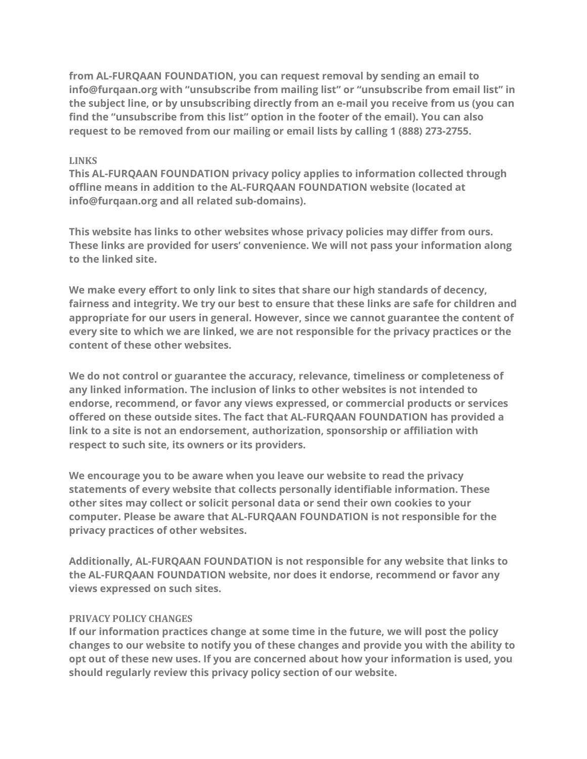**from AL-FURQAAN FOUNDATION, you can request removal by sending an email to info@furqaan.org with “unsubscribe from mailing list” or “unsubscribe from email list” in the subject line, or by unsubscribing directly from an e-mail you receive from us (you can find the “unsubscribe from this list” option in the footer of the email). You can also request to be removed from our mailing or email lists by calling 1 (888) 273-2755.**

### LINKS

**This AL-FURQAAN FOUNDATION privacy policy applies to information collected through offline means in addition to the AL-FURQAAN FOUNDATION website (located at info@furqaan.org and all related sub-domains).**

**This website has links to other websites whose privacy policies may differ from ours. These links are provided for users’ convenience. We will not pass your information along to the linked site.**

**We make every effort to only link to sites that share our high standards of decency, fairness and integrity. We try our best to ensure that these links are safe for children and appropriate for our users in general. However, since we cannot guarantee the content of every site to which we are linked, we are not responsible for the privacy practices or the content of these other websites.**

**We do not control or guarantee the accuracy, relevance, timeliness or completeness of any linked information. The inclusion of links to other websites is not intended to endorse, recommend, or favor any views expressed, or commercial products or services offered on these outside sites. The fact that AL-FURQAAN FOUNDATION has provided a link to a site is not an endorsement, authorization, sponsorship or affiliation with respect to such site, its owners or its providers.**

**We encourage you to be aware when you leave our website to read the privacy statements of every website that collects personally identifiable information. These other sites may collect or solicit personal data or send their own cookies to your computer. Please be aware that AL-FURQAAN FOUNDATION is not responsible for the privacy practices of other websites.**

**Additionally, AL-FURQAAN FOUNDATION is not responsible for any website that links to the AL-FURQAAN FOUNDATION website, nor does it endorse, recommend or favor any views expressed on such sites.**

### PRIVACY POLICY CHANGES

**If our information practices change at some time in the future, we will post the policy changes to our website to notify you of these changes and provide you with the ability to opt out of these new uses. If you are concerned about how your information is used, you should regularly review this privacy policy section of our website.**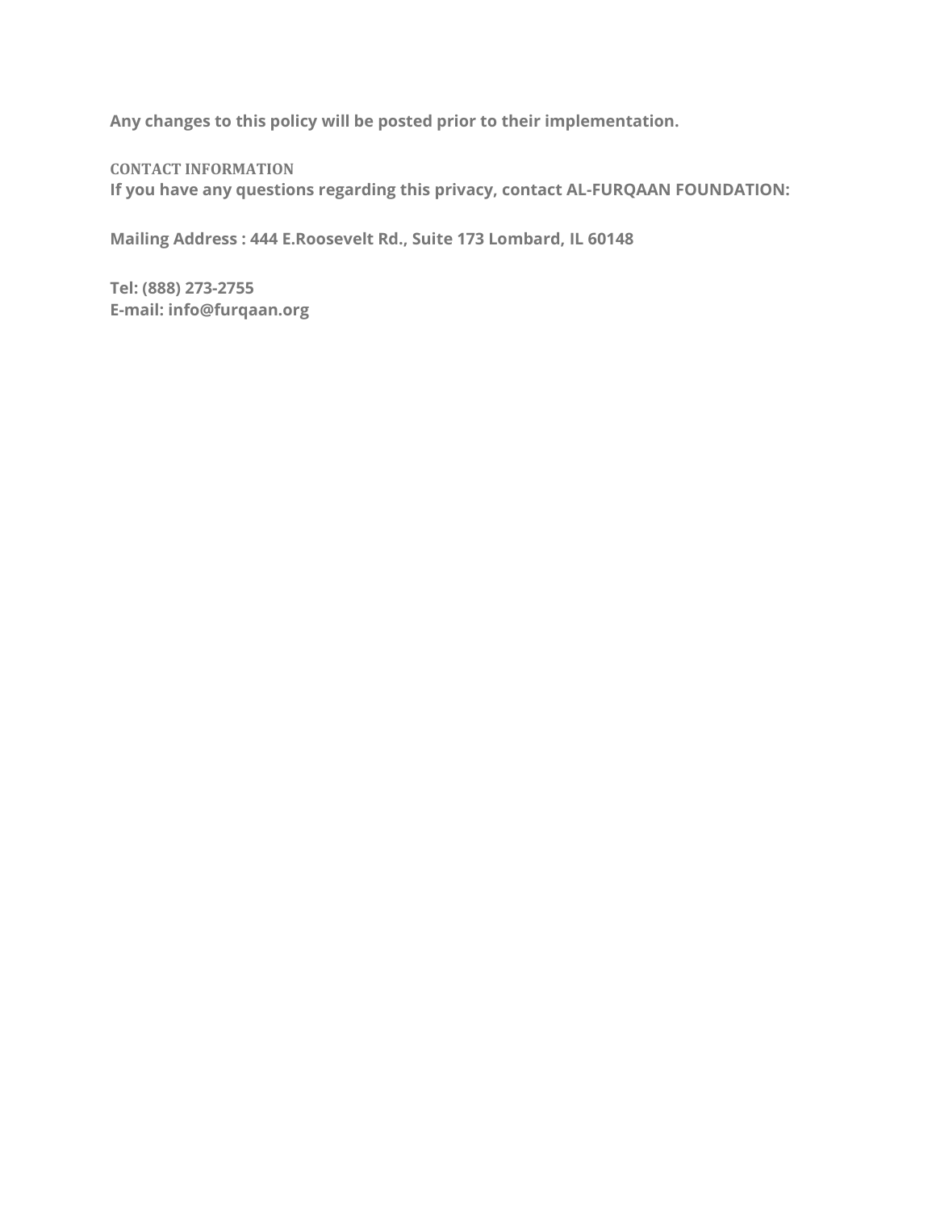**Any changes to this policy will be posted prior to their implementation.**

## CONTACT INFORMATION

**If you have any questions regarding this privacy, contact AL-FURQAAN FOUNDATION:**

**Mailing Address : 444 E.Roosevelt Rd., Suite 173 Lombard, IL 60148**

**Tel: (888) 273-2755**
**E-mail: info@furqaan.org**